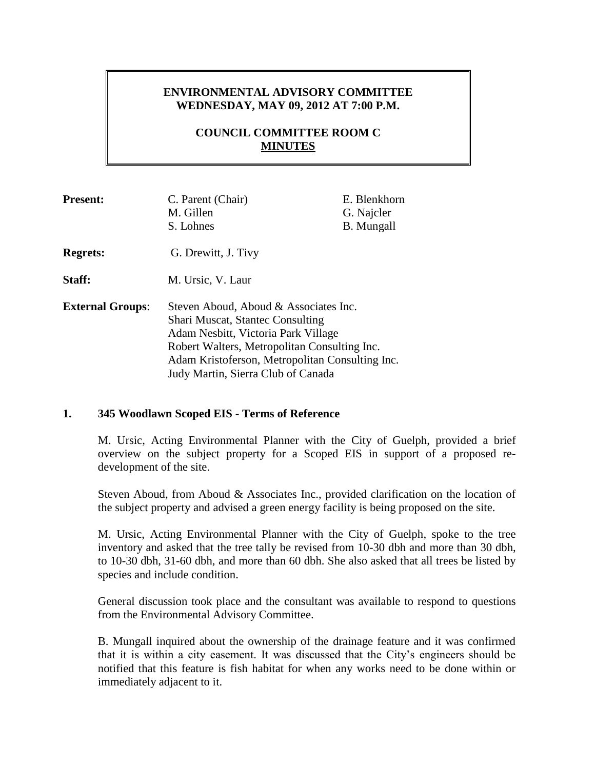# ENVIRONMENTAL ADVISORY COMMITTEE
## WEDNESDAY, MAY 09, 2012 AT 7:00 P.M.

## COUNCIL COMMITTEE ROOM C
## MINUTES

**Present:** C. Parent (Chair), E. Blenkhorn, M. Gillen, G. Najcler, S. Lohnes, B. Mungall

**Regrets:** G. Drewitt, J. Tivy

**Staff:** M. Ursic, V. Laur

**External Groups:**
Steven Aboud, Aboud & Associates Inc.
Shari Muscat, Stantec Consulting
Adam Nesbitt, Victoria Park Village
Robert Walters, Metropolitan Consulting Inc.
Adam Kristoferson, Metropolitan Consulting Inc.
Judy Martin, Sierra Club of Canada

### 1. 345 Woodlawn Scoped EIS - Terms of Reference

M. Ursic, Acting Environmental Planner with the City of Guelph, provided a brief overview on the subject property for a Scoped EIS in support of a proposed re-development of the site.

Steven Aboud, from Aboud & Associates Inc., provided clarification on the location of the subject property and advised a green energy facility is being proposed on the site.

M. Ursic, Acting Environmental Planner with the City of Guelph, spoke to the tree inventory and asked that the tree tally be revised from 10-30 dbh and more than 30 dbh, to 10-30 dbh, 31-60 dbh, and more than 60 dbh. She also asked that all trees be listed by species and include condition.

General discussion took place and the consultant was available to respond to questions from the Environmental Advisory Committee.

B. Mungall inquired about the ownership of the drainage feature and it was confirmed that it is within a city easement. It was discussed that the City's engineers should be notified that this feature is fish habitat for when any works need to be done within or immediately adjacent to it.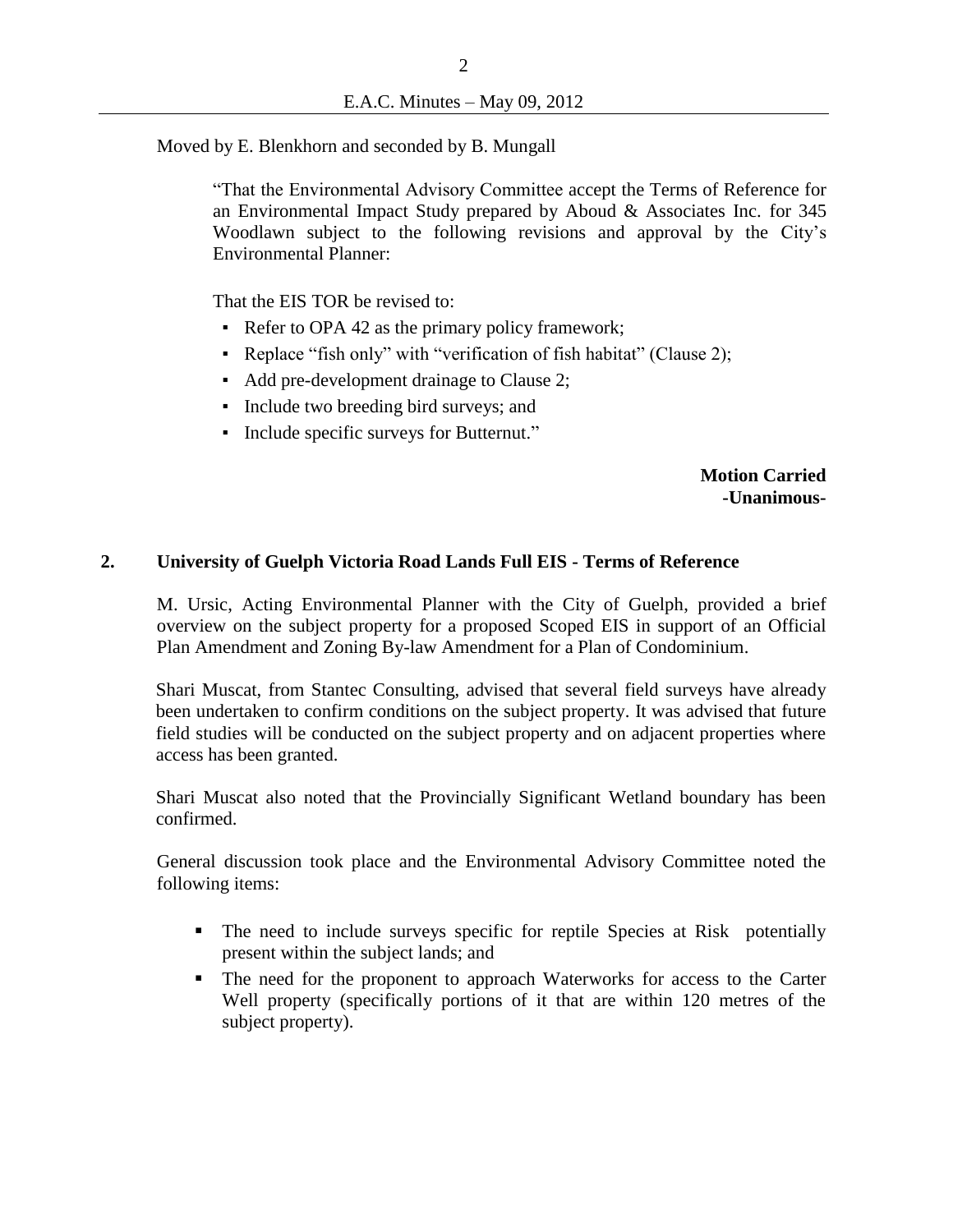Moved by E. Blenkhorn and seconded by B. Mungall

> "That the Environmental Advisory Committee accept the Terms of Reference for an Environmental Impact Study prepared by Aboud & Associates Inc. for 345 Woodlawn subject to the following revisions and approval by the City's Environmental Planner:
>
> That the EIS TOR be revised to:
>
> - Refer to OPA 42 as the primary policy framework;
> - Replace "fish only" with "verification of fish habitat" (Clause 2);
> - Add pre-development drainage to Clause 2;
> - Include two breeding bird surveys; and
> - Include specific surveys for Butternut."

**Motion Carried**
**-Unanimous-**

## 2. University of Guelph Victoria Road Lands Full EIS - Terms of Reference

M. Ursic, Acting Environmental Planner with the City of Guelph, provided a brief overview on the subject property for a proposed Scoped EIS in support of an Official Plan Amendment and Zoning By-law Amendment for a Plan of Condominium.

Shari Muscat, from Stantec Consulting, advised that several field surveys have already been undertaken to confirm conditions on the subject property. It was advised that future field studies will be conducted on the subject property and on adjacent properties where access has been granted.

Shari Muscat also noted that the Provincially Significant Wetland boundary has been confirmed.

General discussion took place and the Environmental Advisory Committee noted the following items:

- The need to include surveys specific for reptile Species at Risk potentially present within the subject lands; and
- The need for the proponent to approach Waterworks for access to the Carter Well property (specifically portions of it that are within 120 metres of the subject property).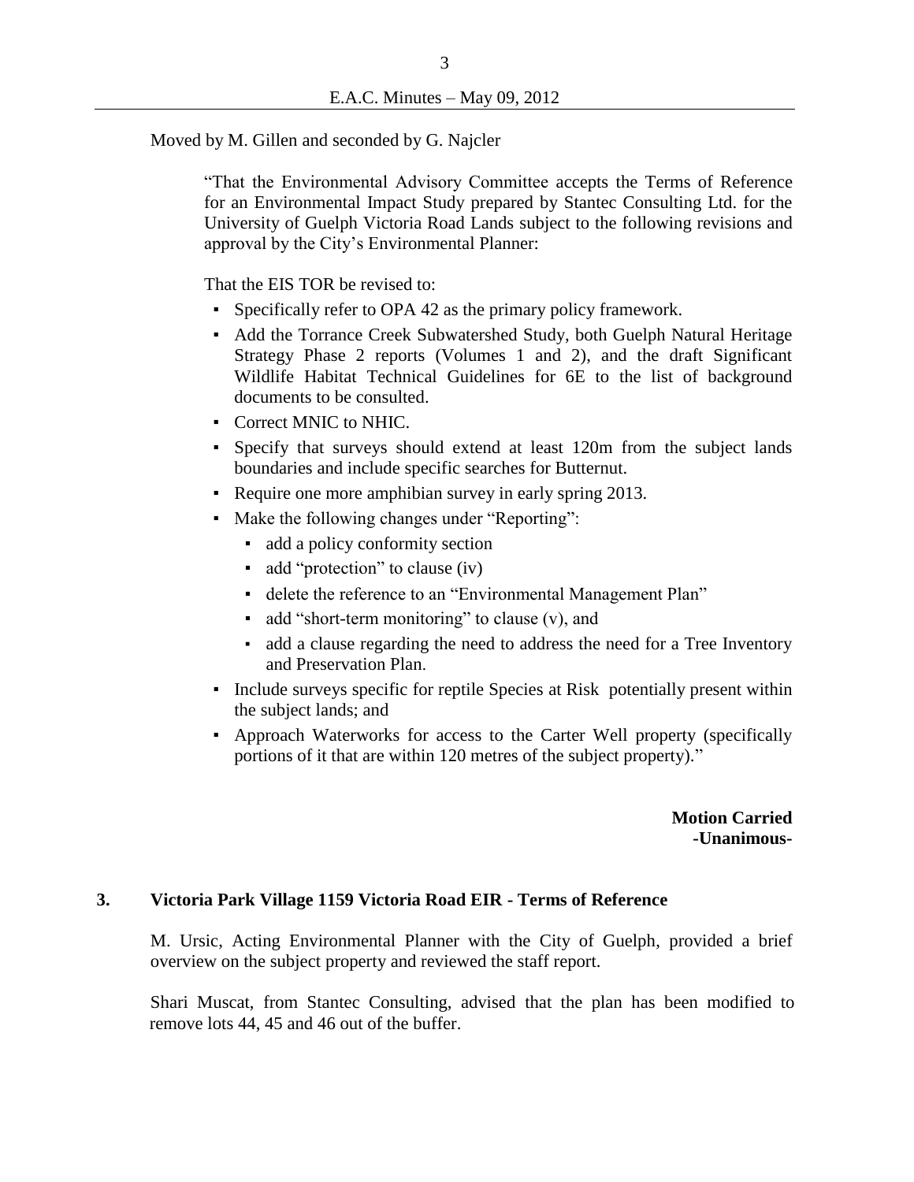Moved by M. Gillen and seconded by G. Najcler

> "That the Environmental Advisory Committee accepts the Terms of Reference for an Environmental Impact Study prepared by Stantec Consulting Ltd. for the University of Guelph Victoria Road Lands subject to the following revisions and approval by the City's Environmental Planner:
>
> That the EIS TOR be revised to:
>
> - Specifically refer to OPA 42 as the primary policy framework.
> - Add the Torrance Creek Subwatershed Study, both Guelph Natural Heritage Strategy Phase 2 reports (Volumes 1 and 2), and the draft Significant Wildlife Habitat Technical Guidelines for 6E to the list of background documents to be consulted.
> - Correct MNIC to NHIC.
> - Specify that surveys should extend at least 120m from the subject lands boundaries and include specific searches for Butternut.
> - Require one more amphibian survey in early spring 2013.
> - Make the following changes under "Reporting":
>   - add a policy conformity section
>   - add "protection" to clause (iv)
>   - delete the reference to an "Environmental Management Plan"
>   - add "short-term monitoring" to clause (v), and
>   - add a clause regarding the need to address the need for a Tree Inventory and Preservation Plan.
> - Include surveys specific for reptile Species at Risk potentially present within the subject lands; and
> - Approach Waterworks for access to the Carter Well property (specifically portions of it that are within 120 metres of the subject property)."

**Motion Carried**
**-Unanimous-**

## 3. Victoria Park Village 1159 Victoria Road EIR - Terms of Reference

M. Ursic, Acting Environmental Planner with the City of Guelph, provided a brief overview on the subject property and reviewed the staff report.

Shari Muscat, from Stantec Consulting, advised that the plan has been modified to remove lots 44, 45 and 46 out of the buffer.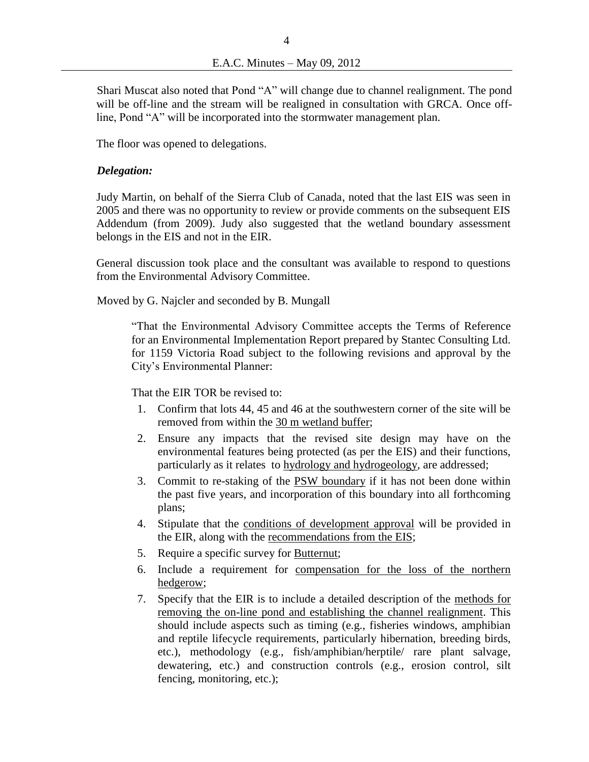Shari Muscat also noted that Pond "A" will change due to channel realignment. The pond will be off-line and the stream will be realigned in consultation with GRCA. Once off-line, Pond "A" will be incorporated into the stormwater management plan.

The floor was opened to delegations.

***Delegation:***

Judy Martin, on behalf of the Sierra Club of Canada, noted that the last EIS was seen in 2005 and there was no opportunity to review or provide comments on the subsequent EIS Addendum (from 2009). Judy also suggested that the wetland boundary assessment belongs in the EIS and not in the EIR.

General discussion took place and the consultant was available to respond to questions from the Environmental Advisory Committee.

Moved by G. Najcler and seconded by B. Mungall

> "That the Environmental Advisory Committee accepts the Terms of Reference for an Environmental Implementation Report prepared by Stantec Consulting Ltd. for 1159 Victoria Road subject to the following revisions and approval by the City's Environmental Planner:
>
> That the EIR TOR be revised to:
>
> 1. Confirm that lots 44, 45 and 46 at the southwestern corner of the site will be removed from within the <u>30 m wetland buffer</u>;
> 2. Ensure any impacts that the revised site design may have on the environmental features being protected (as per the EIS) and their functions, particularly as it relates to <u>hydrology and hydrogeology</u>, are addressed;
> 3. Commit to re-staking of the <u>PSW boundary</u> if it has not been done within the past five years, and incorporation of this boundary into all forthcoming plans;
> 4. Stipulate that the <u>conditions of development approval</u> will be provided in the EIR, along with the <u>recommendations from the EIS</u>;
> 5. Require a specific survey for <u>Butternut</u>;
> 6. Include a requirement for <u>compensation for the loss of the northern hedgerow</u>;
> 7. Specify that the EIR is to include a detailed description of the <u>methods for removing the on-line pond and establishing the channel realignment</u>. This should include aspects such as timing (e.g., fisheries windows, amphibian and reptile lifecycle requirements, particularly hibernation, breeding birds, etc.), methodology (e.g., fish/amphibian/herptile/ rare plant salvage, dewatering, etc.) and construction controls (e.g., erosion control, silt fencing, monitoring, etc.);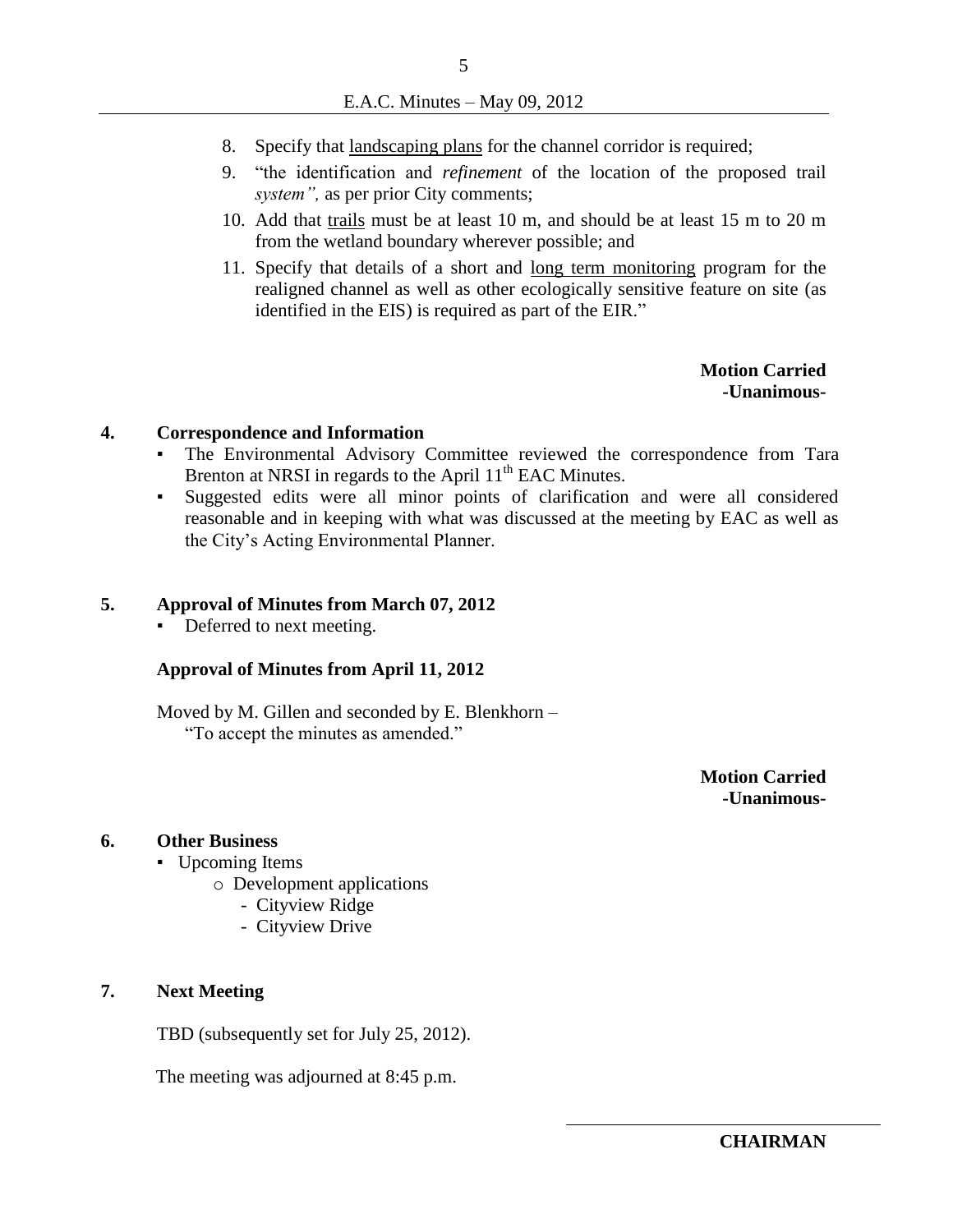8. Specify that landscaping plans for the channel corridor is required;
9. "the identification and *refinement* of the location of the proposed trail *system",* as per prior City comments;
10. Add that trails must be at least 10 m, and should be at least 15 m to 20 m from the wetland boundary wherever possible; and
11. Specify that details of a short and long term monitoring program for the realigned channel as well as other ecologically sensitive feature on site (as identified in the EIS) is required as part of the EIR."

**Motion Carried**
**-Unanimous-**

## 4. Correspondence and Information

- The Environmental Advisory Committee reviewed the correspondence from Tara Brenton at NRSI in regards to the April 11th EAC Minutes.
- Suggested edits were all minor points of clarification and were all considered reasonable and in keeping with what was discussed at the meeting by EAC as well as the City's Acting Environmental Planner.

## 5. Approval of Minutes from March 07, 2012

- Deferred to next meeting.

**Approval of Minutes from April 11, 2012**

Moved by M. Gillen and seconded by E. Blenkhorn –
"To accept the minutes as amended."

**Motion Carried**
**-Unanimous-**

## 6. Other Business

- Upcoming Items
  - Development applications
    - Cityview Ridge
    - Cityview Drive

## 7. Next Meeting

TBD (subsequently set for July 25, 2012).

The meeting was adjourned at 8:45 p.m.

**CHAIRMAN**